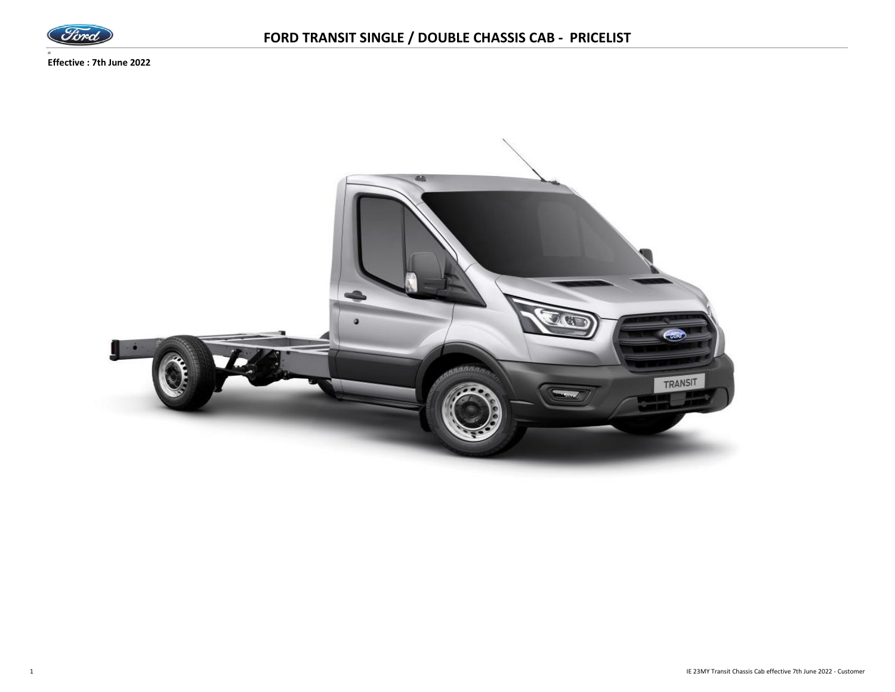# FORD TRANSIT SINGLE / DOUBLE CHASSIS CAB - PRICELIST

**Effective : 7th June 2022**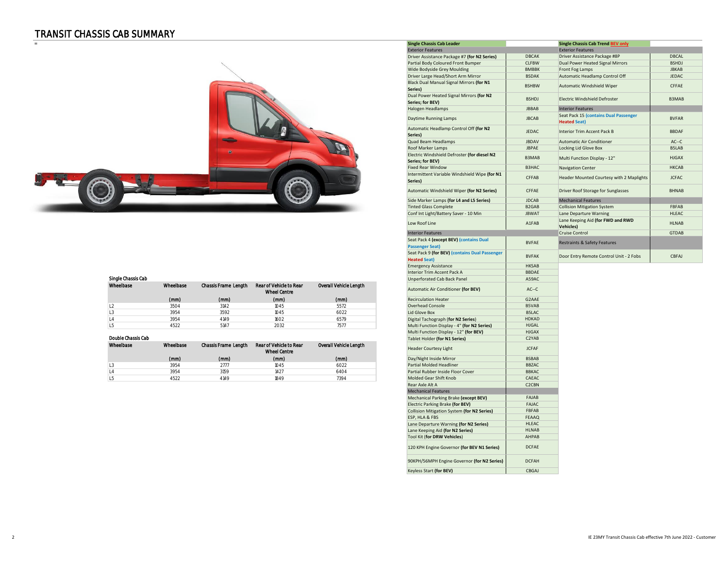# TRANSIT CHASSIS CAB SUMMARY

### Single Chassis Cab

| Wheelbase | Wheelbase | Chassis Frame Length | Rear of Vehicle to Rear Wheel Centre | Overall Vehicle Length |
|---|---|---|---|---|
| | (mm) | (mm) | (mm) | (mm) |
| L2 | 3504 | 3142 | 1045 | 5572 |
| L3 | 3954 | 3592 | 1045 | 6022 |
| L4 | 3954 | 4149 | 1602 | 6579 |
| L5 | 4522 | 5147 | 2032 | 7577 |

### Double Chassis Cab

| Wheelbase | Wheelbase | Chassis Frame Length | Rear of Vehicle to Rear Wheel Centre | Overall Vehicle Length |
|---|---|---|---|---|
| | (mm) | (mm) | (mm) | (mm) |
| L3 | 3954 | 2777 | 1045 | 6022 |
| L4 | 3954 | 3159 | 1427 | 6404 |
| L5 | 4522 | 4149 | 1849 | 7394 |

| Single Chassis Cab Leader | |
|---|---|
| **Exterior Features** | |
| Driver Assistance Package #7 **(for N2 Series)** | DBCAK |
| Partial Body Coloured Front Bumper | CLFBW |
| Wide Bodyside Grey Moulding | BMBBK |
| Driver Large Head/Short Arm Mirror | BSDAK |
| Black Dual Manual Signal Mirrors **(for N1 Series)** | BSHBW |
| Dual Power Heated Signal Mirrors **(for N2 Series; for BEV)** | BSHDJ |
| Halogen Headlamps | JBBAB |
| Daytime Running Lamps | JBCAB |
| Automatic Headlamp Control Off **(for N2 Series)** | JEDAC |
| Quad Beam Headlamps | JBDAV |
| Roof Marker Lamps | JBPAE |
| Electric Windshield Defroster **(for diesel N2 Series; for BEV)** | B3MAB |
| Fixed Rear Window | B3HAC |
| Intermittent Variable Windshield Wipe **(for N1 Series)** | CFFAB |
| Automatic Windshield Wiper **(for N2 Series)** | CFFAE |
| Side Marker Lamps **(for L4 and L5 Series)** | JDCAB |
| Tinted Glass Complete | B2GAB |
| Conf Int Light/Battery Saver - 10 Min | JBWAT |
| Low Roof Line | A1FAB |
| **Interior Features** | |
| Seat Pack 4 **(except BEV)** **(contains Dual Passenger Seat)** | BVFAE |
| Seat Pack 9 **(for BEV)** **(contains Dual Passenger Heated Seat)** | BVFAK |
| Emergency Assistance | HKSAB |
| Interior Trim Accent Pack A | BBDAE |
| Unperforated Cab Back Panel | A59AC |
| Automatic Air Conditioner **(for BEV)** | AC--C |
| Recirculation Heater | G2AAE |
| Overhead Console | B5VAB |
| Lid Glove Box | B5LAC |
| Digital Tachograph **(for N2 Series)** | HDKAD |
| Multi Function Display - 4" **(for N2 Series)** | HJGAL |
| Multi Function Display - 12" **(for BEV)** | HJGAX |
| Tablet Holder **(for N1 Series)** | C2YAB |
| Header Courtesy Light | JCFAF |
| Day/Night Inside Mirror | BSBAB |
| Partial Molded Headliner | BBZAC |
| Partial Rubber Inside Floor Cover | BBKAC |
| Molded Gear Shift Knob | CAEAC |
| Rear Axle Alt A | C2CBN |
| **Mechanical Features** | |
| Mechanical Parking Brake **(except BEV)** | FAJAB |
| Electric Parking Brake **(for BEV)** | FAJAC |
| Collision Mitigation System **(for N2 Series)** | FBFAB |
| ESP, HLA & FBS | FEAAQ |
| Lane Departure Warning **(for N2 Series)** | HLEAC |
| Lane Keeping Aid **(for N2 Series)** | HLNAB |
| Tool Kit **(for DRW Vehicles)** | AHPAB |
| 120 KPH Engine Governor **(for BEV N1 Series)** | DCFAE |
| 90KPH/56MPH Engine Governor **(for N2 Series)** | DCFAH |
| Keyless Start **(for BEV)** | CBGAJ |

| Single Chassis Cab Trend **BEV only** | |
|---|---|
| **Exterior Features** | |
| Driver Assistance Package #8P | DBCAL |
| Dual Power Heated Signal Mirrors | BSHDJ |
| Front Fog Lamps | JBKAB |
| Automatic Headlamp Control Off | JEDAC |
| Automatic Windshield Wiper | CFFAE |
| Electric Windshield Defroster | B3MAB |
| **Interior Features** | |
| Seat Pack 15 **(contains Dual Passenger Heated Seat)** | BVFAR |
| Interior Trim Accent Pack B | BBDAF |
| Automatic Air Conditioner | AC--C |
| Locking Lid Glove Box | B5LAB |
| Multi Function Display - 12" | HJGAX |
| Navigation Center | HKCAB |
| Header Mounted Courtesy with 2 Maplights | JCFAC |
| Driver Roof Storage for Sunglasses | BHNAB |
| **Mechanical Features** | |
| Collision Mitigation System | FBFAB |
| Lane Departure Warning | HLEAC |
| Lane Keeping Aid **(for FWD and RWD Vehicles)** | HLNAB |
| Cruise Control | GTDAB |
| **Restraints & Safety Features** | |
| Door Entry Remote Control Unit - 2 Fobs | CBFAJ |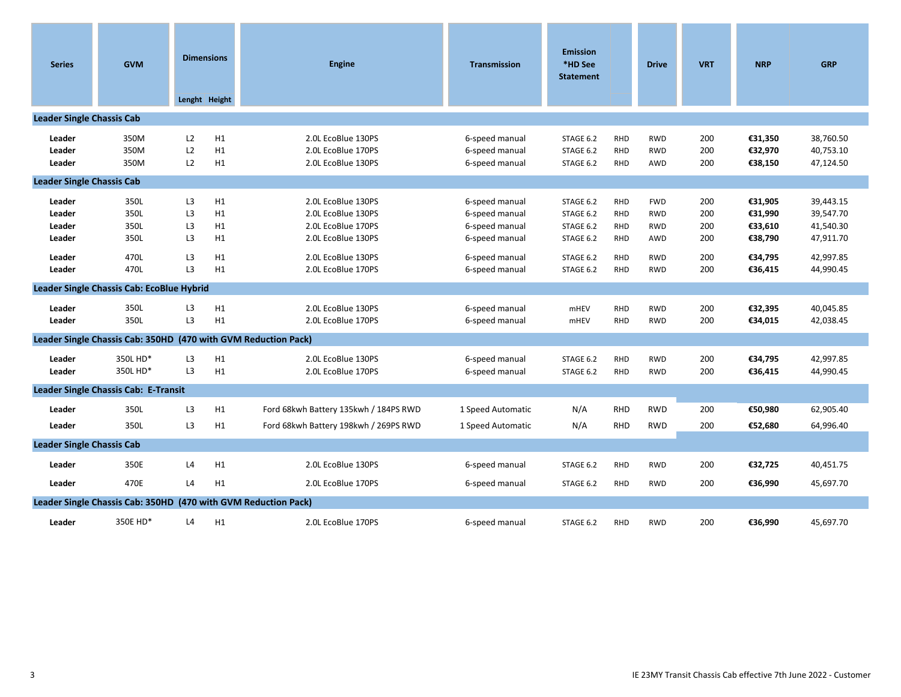| Series | GVM | Dimensions | | Engine | Transmission | Emission *HD See Statement | | Drive | VRT | NRP | GRP |
|---|---|---|---|---|---|---|---|---|---|---|---|
| | | Lenght | Height | | | | | | | | |
| **Leader Single Chassis Cab** | | | | | | | | | | | |
| **Leader** | 350M | L2 | H1 | 2.0L EcoBlue 130PS | 6-speed manual | STAGE 6.2 | RHD | RWD | 200 | **€31,350** | 38,760.50 |
| **Leader** | 350M | L2 | H1 | 2.0L EcoBlue 170PS | 6-speed manual | STAGE 6.2 | RHD | RWD | 200 | **€32,970** | 40,753.10 |
| **Leader** | 350M | L2 | H1 | 2.0L EcoBlue 130PS | 6-speed manual | STAGE 6.2 | RHD | AWD | 200 | **€38,150** | 47,124.50 |
| **Leader Single Chassis Cab** | | | | | | | | | | | |
| **Leader** | 350L | L3 | H1 | 2.0L EcoBlue 130PS | 6-speed manual | STAGE 6.2 | RHD | FWD | 200 | **€31,905** | 39,443.15 |
| **Leader** | 350L | L3 | H1 | 2.0L EcoBlue 130PS | 6-speed manual | STAGE 6.2 | RHD | RWD | 200 | **€31,990** | 39,547.70 |
| **Leader** | 350L | L3 | H1 | 2.0L EcoBlue 170PS | 6-speed manual | STAGE 6.2 | RHD | RWD | 200 | **€33,610** | 41,540.30 |
| **Leader** | 350L | L3 | H1 | 2.0L EcoBlue 130PS | 6-speed manual | STAGE 6.2 | RHD | AWD | 200 | **€38,790** | 47,911.70 |
| **Leader** | 470L | L3 | H1 | 2.0L EcoBlue 130PS | 6-speed manual | STAGE 6.2 | RHD | RWD | 200 | **€34,795** | 42,997.85 |
| **Leader** | 470L | L3 | H1 | 2.0L EcoBlue 170PS | 6-speed manual | STAGE 6.2 | RHD | RWD | 200 | **€36,415** | 44,990.45 |
| **Leader Single Chassis Cab: EcoBlue Hybrid** | | | | | | | | | | | |
| **Leader** | 350L | L3 | H1 | 2.0L EcoBlue 130PS | 6-speed manual | mHEV | RHD | RWD | 200 | **€32,395** | 40,045.85 |
| **Leader** | 350L | L3 | H1 | 2.0L EcoBlue 170PS | 6-speed manual | mHEV | RHD | RWD | 200 | **€34,015** | 42,038.45 |
| **Leader Single Chassis Cab: 350HD (470 with GVM Reduction Pack)** | | | | | | | | | | | |
| **Leader** | 350L HD* | L3 | H1 | 2.0L EcoBlue 130PS | 6-speed manual | STAGE 6.2 | RHD | RWD | 200 | **€34,795** | 42,997.85 |
| **Leader** | 350L HD* | L3 | H1 | 2.0L EcoBlue 170PS | 6-speed manual | STAGE 6.2 | RHD | RWD | 200 | **€36,415** | 44,990.45 |
| **Leader Single Chassis Cab: E-Transit** | | | | | | | | | | | |
| **Leader** | 350L | L3 | H1 | Ford 68kwh Battery 135kwh / 184PS RWD | 1 Speed Automatic | N/A | RHD | RWD | 200 | **€50,980** | 62,905.40 |
| **Leader** | 350L | L3 | H1 | Ford 68kwh Battery 198kwh / 269PS RWD | 1 Speed Automatic | N/A | RHD | RWD | 200 | **€52,680** | 64,996.40 |
| **Leader Single Chassis Cab** | | | | | | | | | | | |
| **Leader** | 350E | L4 | H1 | 2.0L EcoBlue 130PS | 6-speed manual | STAGE 6.2 | RHD | RWD | 200 | **€32,725** | 40,451.75 |
| **Leader** | 470E | L4 | H1 | 2.0L EcoBlue 170PS | 6-speed manual | STAGE 6.2 | RHD | RWD | 200 | **€36,990** | 45,697.70 |
| **Leader Single Chassis Cab: 350HD (470 with GVM Reduction Pack)** | | | | | | | | | | | |
| **Leader** | 350E HD* | L4 | H1 | 2.0L EcoBlue 170PS | 6-speed manual | STAGE 6.2 | RHD | RWD | 200 | **€36,990** | 45,697.70 |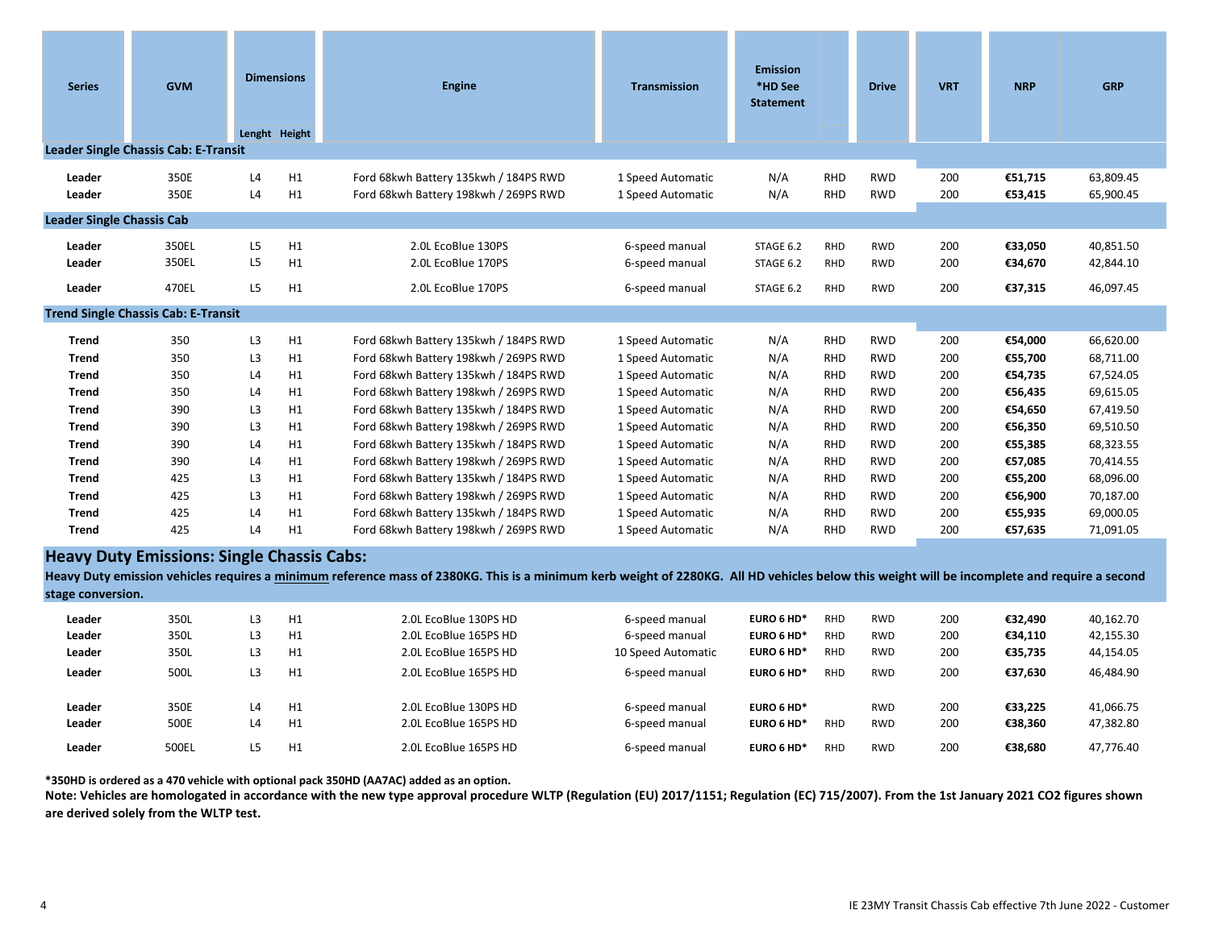| Series | GVM | Dimensions | | Engine | Transmission | Emission *HD See Statement | | Drive | VRT | NRP | GRP |
|---|---|---|---|---|---|---|---|---|---|---|---|
| | | Lenght | Height | | | | | | | | |
| **Leader Single Chassis Cab: E-Transit** | | | | | | | | | | | |
| **Leader** | 350E | L4 | H1 | Ford 68kwh Battery 135kwh / 184PS RWD | 1 Speed Automatic | N/A | RHD | RWD | 200 | **€51,715** | 63,809.45 |
| **Leader** | 350E | L4 | H1 | Ford 68kwh Battery 198kwh / 269PS RWD | 1 Speed Automatic | N/A | RHD | RWD | 200 | **€53,415** | 65,900.45 |
| **Leader Single Chassis Cab** | | | | | | | | | | | |
| **Leader** | 350EL | L5 | H1 | 2.0L EcoBlue 130PS | 6-speed manual | STAGE 6.2 | RHD | RWD | 200 | **€33,050** | 40,851.50 |
| **Leader** | 350EL | L5 | H1 | 2.0L EcoBlue 170PS | 6-speed manual | STAGE 6.2 | RHD | RWD | 200 | **€34,670** | 42,844.10 |
| **Leader** | 470EL | L5 | H1 | 2.0L EcoBlue 170PS | 6-speed manual | STAGE 6.2 | RHD | RWD | 200 | **€37,315** | 46,097.45 |
| **Trend Single Chassis Cab: E-Transit** | | | | | | | | | | | |
| **Trend** | 350 | L3 | H1 | Ford 68kwh Battery 135kwh / 184PS RWD | 1 Speed Automatic | N/A | RHD | RWD | 200 | **€54,000** | 66,620.00 |
| **Trend** | 350 | L3 | H1 | Ford 68kwh Battery 198kwh / 269PS RWD | 1 Speed Automatic | N/A | RHD | RWD | 200 | **€55,700** | 68,711.00 |
| **Trend** | 350 | L4 | H1 | Ford 68kwh Battery 135kwh / 184PS RWD | 1 Speed Automatic | N/A | RHD | RWD | 200 | **€54,735** | 67,524.05 |
| **Trend** | 350 | L4 | H1 | Ford 68kwh Battery 198kwh / 269PS RWD | 1 Speed Automatic | N/A | RHD | RWD | 200 | **€56,435** | 69,615.05 |
| **Trend** | 390 | L3 | H1 | Ford 68kwh Battery 135kwh / 184PS RWD | 1 Speed Automatic | N/A | RHD | RWD | 200 | **€54,650** | 67,419.50 |
| **Trend** | 390 | L3 | H1 | Ford 68kwh Battery 198kwh / 269PS RWD | 1 Speed Automatic | N/A | RHD | RWD | 200 | **€56,350** | 69,510.50 |
| **Trend** | 390 | L4 | H1 | Ford 68kwh Battery 135kwh / 184PS RWD | 1 Speed Automatic | N/A | RHD | RWD | 200 | **€55,385** | 68,323.55 |
| **Trend** | 390 | L4 | H1 | Ford 68kwh Battery 198kwh / 269PS RWD | 1 Speed Automatic | N/A | RHD | RWD | 200 | **€57,085** | 70,414.55 |
| **Trend** | 425 | L3 | H1 | Ford 68kwh Battery 135kwh / 184PS RWD | 1 Speed Automatic | N/A | RHD | RWD | 200 | **€55,200** | 68,096.00 |
| **Trend** | 425 | L3 | H1 | Ford 68kwh Battery 198kwh / 269PS RWD | 1 Speed Automatic | N/A | RHD | RWD | 200 | **€56,900** | 70,187.00 |
| **Trend** | 425 | L4 | H1 | Ford 68kwh Battery 135kwh / 184PS RWD | 1 Speed Automatic | N/A | RHD | RWD | 200 | **€55,935** | 69,000.05 |
| **Trend** | 425 | L4 | H1 | Ford 68kwh Battery 198kwh / 269PS RWD | 1 Speed Automatic | N/A | RHD | RWD | 200 | **€57,635** | 71,091.05 |

## Heavy Duty Emissions: Single Chassis Cabs:

**Heavy Duty emission vehicles requires a minimum reference mass of 2380KG. This is a minimum kerb weight of 2280KG. All HD vehicles below this weight will be incomplete and require a second stage conversion.**

| Series | GVM | Length | Height | Engine | Transmission | Emission | | Drive | VRT | NRP | GRP |
|---|---|---|---|---|---|---|---|---|---|---|---|
| **Leader** | 350L | L3 | H1 | 2.0L EcoBlue 130PS HD | 6-speed manual | **EURO 6 HD*** | RHD | RWD | 200 | **€32,490** | 40,162.70 |
| **Leader** | 350L | L3 | H1 | 2.0L EcoBlue 165PS HD | 6-speed manual | **EURO 6 HD*** | RHD | RWD | 200 | **€34,110** | 42,155.30 |
| **Leader** | 350L | L3 | H1 | 2.0L EcoBlue 165PS HD | 10 Speed Automatic | **EURO 6 HD*** | RHD | RWD | 200 | **€35,735** | 44,154.05 |
| **Leader** | 500L | L3 | H1 | 2.0L EcoBlue 165PS HD | 6-speed manual | **EURO 6 HD*** | RHD | RWD | 200 | **€37,630** | 46,484.90 |
| **Leader** | 350E | L4 | H1 | 2.0L EcoBlue 130PS HD | 6-speed manual | **EURO 6 HD*** | | RWD | 200 | **€33,225** | 41,066.75 |
| **Leader** | 500E | L4 | H1 | 2.0L EcoBlue 165PS HD | 6-speed manual | **EURO 6 HD*** | RHD | RWD | 200 | **€38,360** | 47,382.80 |
| **Leader** | 500EL | L5 | H1 | 2.0L EcoBlue 165PS HD | 6-speed manual | **EURO 6 HD*** | RHD | RWD | 200 | **€38,680** | 47,776.40 |

***350HD is ordered as a 470 vehicle with optional pack 350HD (AA7AC) added as an option.**

**Note: Vehicles are homologated in accordance with the new type approval procedure WLTP (Regulation (EU) 2017/1151; Regulation (EC) 715/2007). From the 1st January 2021 CO2 figures shown are derived solely from the WLTP test.**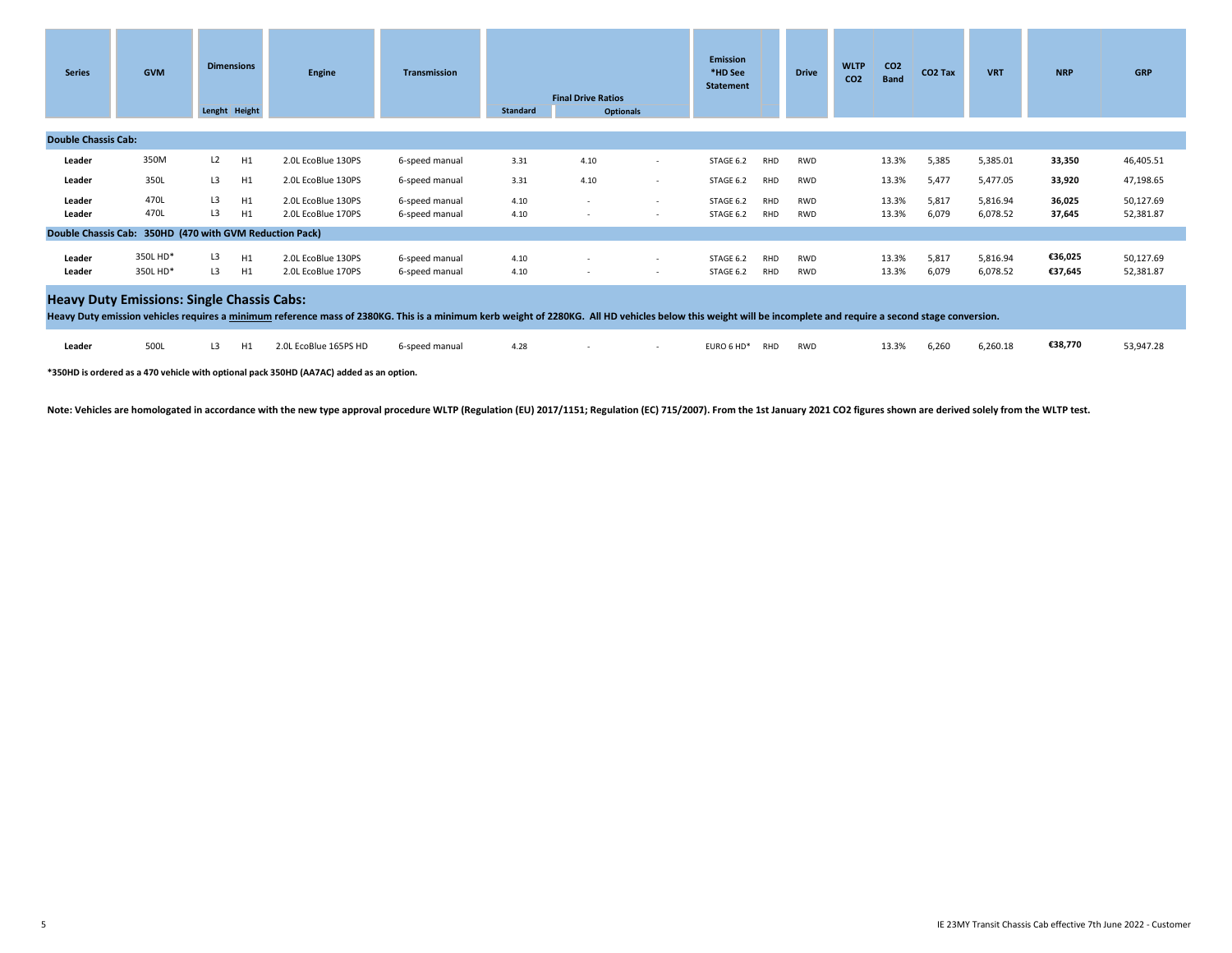| Series | GVM | Dimensions | | Engine | Transmission | Final Drive Ratios | | | Emission *HD See Statement | | Drive | WLTP CO2 | CO2 Band | CO2 Tax | VRT | NRP | GRP |
|---|---|---|---|---|---|---|---|---|---|---|---|---|---|---|---|---|---|
| | | Lenght | Height | | | Standard | Optionals | | | | | | | | | | |
| **Double Chassis Cab:** | | | | | | | | | | | | | | | | | |
| **Leader** | 350M | L2 | H1 | 2.0L EcoBlue 130PS | 6-speed manual | 3.31 | 4.10 | - | STAGE 6.2 | RHD | RWD | | 13.3% | 5,385 | 5,385.01 | **33,350** | 46,405.51 |
| **Leader** | 350L | L3 | H1 | 2.0L EcoBlue 130PS | 6-speed manual | 3.31 | 4.10 | - | STAGE 6.2 | RHD | RWD | | 13.3% | 5,477 | 5,477.05 | **33,920** | 47,198.65 |
| **Leader** | 470L | L3 | H1 | 2.0L EcoBlue 130PS | 6-speed manual | 4.10 | - | - | STAGE 6.2 | RHD | RWD | | 13.3% | 5,817 | 5,816.94 | **36,025** | 50,127.69 |
| **Leader** | 470L | L3 | H1 | 2.0L EcoBlue 170PS | 6-speed manual | 4.10 | - | - | STAGE 6.2 | RHD | RWD | | 13.3% | 6,079 | 6,078.52 | **37,645** | 52,381.87 |
| **Double Chassis Cab: 350HD (470 with GVM Reduction Pack)** | | | | | | | | | | | | | | | | | |
| **Leader** | 350L HD* | L3 | H1 | 2.0L EcoBlue 130PS | 6-speed manual | 4.10 | - | - | STAGE 6.2 | RHD | RWD | | 13.3% | 5,817 | 5,816.94 | **€36,025** | 50,127.69 |
| **Leader** | 350L HD* | L3 | H1 | 2.0L EcoBlue 170PS | 6-speed manual | 4.10 | - | - | STAGE 6.2 | RHD | RWD | | 13.3% | 6,079 | 6,078.52 | **€37,645** | 52,381.87 |

## Heavy Duty Emissions: Single Chassis Cabs:

**Heavy Duty emission vehicles requires a <u>minimum</u> reference mass of 2380KG. This is a minimum kerb weight of 2280KG. All HD vehicles below this weight will be incomplete and require a second stage conversion.**

| Series | GVM | Length | Height | Engine | Transmission | Standard | Optionals | | Emission | | Drive | WLTP CO2 | CO2 Band | CO2 Tax | VRT | NRP | GRP |
|---|---|---|---|---|---|---|---|---|---|---|---|---|---|---|---|---|---|
| **Leader** | 500L | L3 | H1 | 2.0L EcoBlue 165PS HD | 6-speed manual | 4.28 | - | - | EURO 6 HD* | RHD | RWD | | 13.3% | 6,260 | 6,260.18 | **€38,770** | 53,947.28 |

**\*350HD is ordered as a 470 vehicle with optional pack 350HD (AA7AC) added as an option.**

**Note: Vehicles are homologated in accordance with the new type approval procedure WLTP (Regulation (EU) 2017/1151; Regulation (EC) 715/2007). From the 1st January 2021 CO2 figures shown are derived solely from the WLTP test.**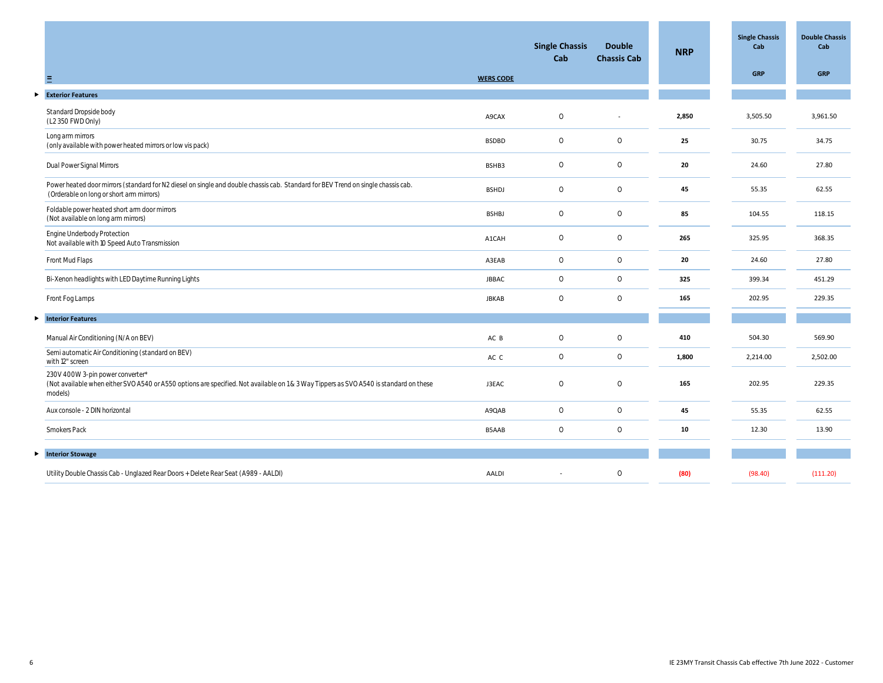| | WERS CODE | Single Chassis Cab | Double Chassis Cab | NRP | Single Chassis Cab GRP | Double Chassis Cab GRP |
|---|---|---|---|---|---|---|
| **Exterior Features** | | | | | | |
| Standard Dropside body (L2 350 FWD Only) | A9CAX | O | - | **2,850** | 3,505.50 | 3,961.50 |
| Long arm mirrors (only available with power heated mirrors or low vis pack) | BSDBD | O | O | **25** | 30.75 | 34.75 |
| Dual Power Signal Mirrors | BSHB3 | O | O | **20** | 24.60 | 27.80 |
| Power heated door mirrors (standard for N2 diesel on single and double chassis cab. Standard for BEV Trend on single chassis cab. (Orderable on long or short arm mirrors) | BSHDJ | O | O | **45** | 55.35 | 62.55 |
| Foldable power heated short arm door mirrors (Not available on long arm mirrors) | BSHBJ | O | O | **85** | 104.55 | 118.15 |
| Engine Underbody Protection Not available with 10 Speed Auto Transmission | A1CAH | O | O | **265** | 325.95 | 368.35 |
| Front Mud Flaps | A3EAB | O | O | **20** | 24.60 | 27.80 |
| Bi-Xenon headlights with LED Daytime Running Lights | JBBAC | O | O | **325** | 399.34 | 451.29 |
| Front Fog Lamps | JBKAB | O | O | **165** | 202.95 | 229.35 |
| **Interior Features** | | | | | | |
| Manual Air Conditioning (N/A on BEV) | AC B | O | O | **410** | 504.30 | 569.90 |
| Semi automatic Air Conditioning (standard on BEV) with 12" screen | AC C | O | O | **1,800** | 2,214.00 | 2,502.00 |
| 230V 400W 3-pin power converter* (Not available when either SVO A540 or A550 options are specified. Not available on 1& 3 Way Tippers as SVO A540 is standard on these models) | J3EAC | O | O | **165** | 202.95 | 229.35 |
| Aux console - 2 DIN horizontal | A9QAB | O | O | **45** | 55.35 | 62.55 |
| Smokers Pack | B5AAB | O | O | **10** | 12.30 | 13.90 |
| **Interior Stowage** | | | | | | |
| Utility Double Chassis Cab - Unglazed Rear Doors + Delete Rear Seat (A989 - AALDI) | AALDI | - | O | **(80)** | (98.40) | (111.20) |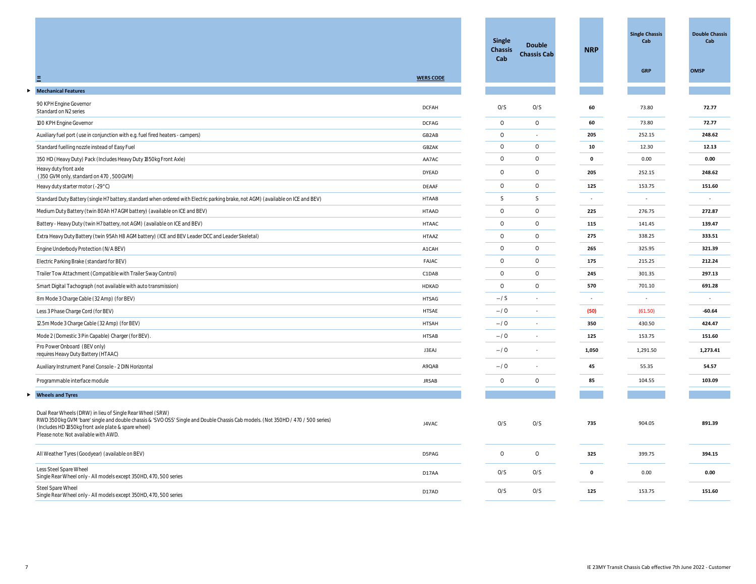| | WERS CODE | Single Chassis Cab | Double Chassis Cab | NRP | Single Chassis Cab GRP | Double Chassis Cab OMSP |
|---|---|---|---|---|---|---|
| **Mechanical Features** | | | | | | |
| 90 KPH Engine Governor<br>Standard on N2 series | DCFAH | O/S | O/S | **60** | 73.80 | **72.77** |
| 100 KPH Engine Governor | DCFAG | O | O | **60** | 73.80 | **72.77** |
| Auxiliary fuel port (use in conjunction with e.g. fuel fired heaters - campers) | GB2AB | O | - | **205** | 252.15 | **248.62** |
| Standard fuelling nozzle instead of Easy Fuel | GBZAK | O | O | **10** | 12.30 | **12.13** |
| 350 HD (Heavy Duty) Pack (Includes Heavy Duty 1850kg Front Axle) | AA7AC | O | O | **0** | 0.00 | **0.00** |
| Heavy duty front axle<br>(350 GVM only, standard on 470 , 500GVM) | DYEAD | O | O | **205** | 252.15 | **248.62** |
| Heavy duty starter motor (-29°C) | DEAAF | O | O | **125** | 153.75 | **151.60** |
| Standard Duty Battery (single H7 battery, standard when ordered with Electric parking brake, not AGM) (available on ICE and BEV) | HTAAB | S | S | - | - | - |
| Medium Duty Battery (twin 80Ah H7 AGM battery) (available on ICE and BEV) | HTAAD | O | O | **225** | 276.75 | **272.87** |
| Battery - Heavy Duty (twin H7 battery, not AGM) (available on ICE and BEV) | HTAAC | O | O | **115** | 141.45 | **139.47** |
| Extra Heavy Duty Battery (twin 95Ah H8 AGM battery) (ICE and BEV Leader DCC and Leader Skeletal) | HTAAZ | O | O | **275** | 338.25 | **333.51** |
| Engine Underbody Protection (N/A BEV) | A1CAH | O | O | **265** | 325.95 | **321.39** |
| Electric Parking Brake (standard for BEV) | FAJAC | O | O | **175** | 215.25 | **212.24** |
| Trailer Tow Attachment (Compatible with Trailer Sway Control) | C1DAB | O | O | **245** | 301.35 | **297.13** |
| Smart Digital Tachograph (not available with auto transmission) | HDKAD | O | O | **570** | 701.10 | **691.28** |
| 8m Mode 3 Charge Cable (32 Amp) (for BEV) | HTSAG | – / S | - | - | - | - |
| Less 3 Phase Charge Cord (for BEV) | HTSAE | – / O | - | **(50)** | (61.50) | **-60.64** |
| 12.5m Mode 3 Charge Cable (32 Amp) (for BEV) | HTSAH | – / O | - | **350** | 430.50 | **424.47** |
| Mode 2 (Domestic 3 Pin Capable) Charger (for BEV). | HTSAB | – / O | - | **125** | 153.75 | **151.60** |
| Pro Power Onboard (BEV only)<br>requires Heavy Duty Battery (HTAAC) | J3EAJ | – / O | - | **1,050** | 1,291.50 | **1,273.41** |
| Auxiliary Instrument Panel Console - 2 DIN Horizontal | A9QAB | – / O | - | **45** | 55.35 | **54.57** |
| Programmable interface module | JRSAB | O | O | **85** | 104.55 | **103.09** |
| **Wheels and Tyres** | | | | | | |
| Dual Rear Wheels (DRW) in lieu of Single Rear Wheel (SRW)<br>RWD 3500kg GVM 'bare' single and double chassis & 'SVO OSS' Single and Double Chassis Cab models. (Not 350HD / 470 / 500 series)<br>(Includes HD 1850kg front axle plate & spare wheel)<br>Please note: Not available with AWD. | J4VAC | O/S | O/S | **735** | 904.05 | **891.39** |
| All Weather Tyres (Goodyear) (available on BEV) | D5PAG | O | O | **325** | 399.75 | **394.15** |
| Less Steel Spare Wheel<br>Single Rear Wheel only - All models except 350HD, 470, 500 series | D17AA | O/S | O/S | **0** | 0.00 | **0.00** |
| Steel Spare Wheel<br>Single Rear Wheel only - All models except 350HD, 470, 500 series | D17AD | O/S | O/S | **125** | 153.75 | **151.60** |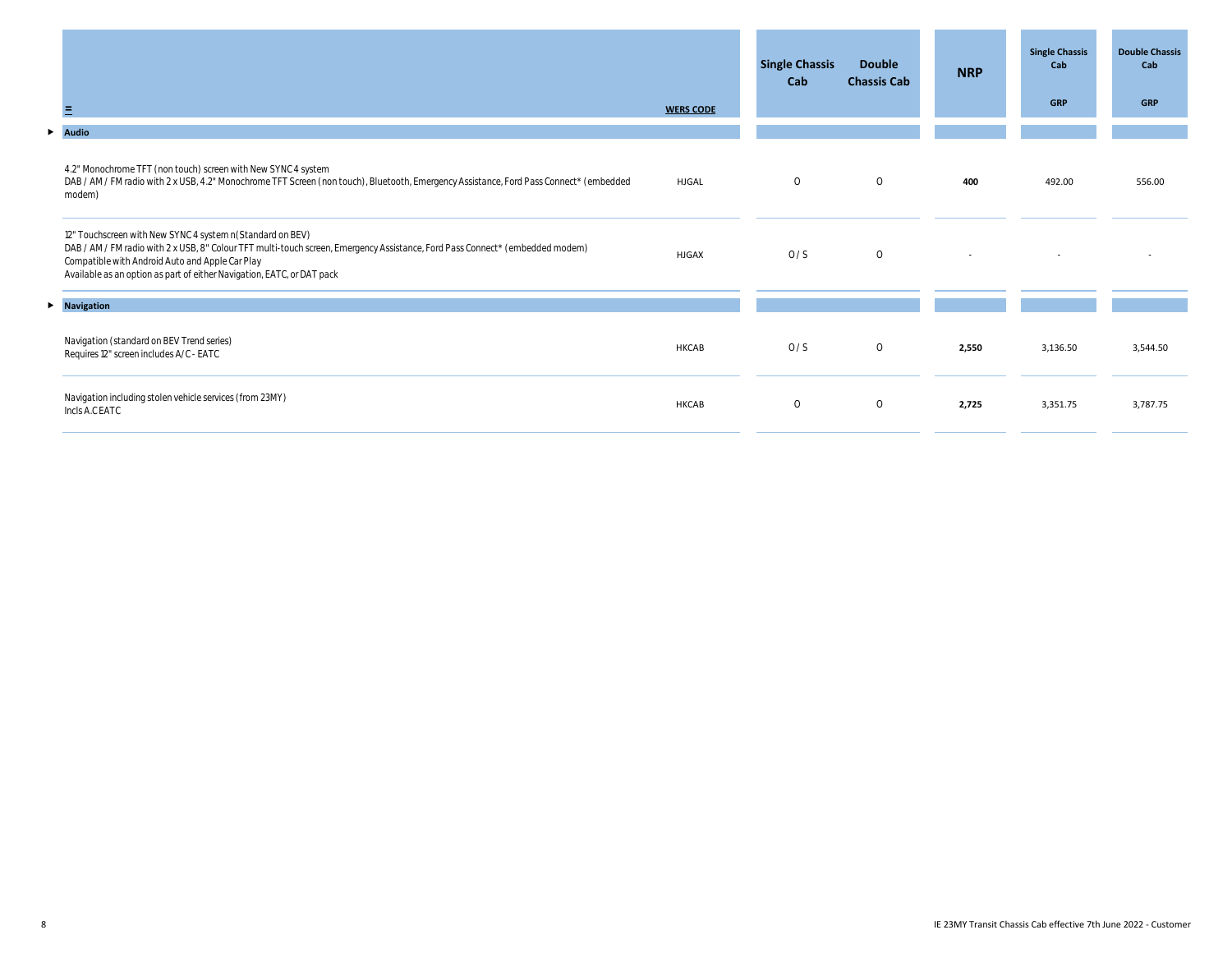| ☰ | WERS CODE | Single Chassis Cab | Double Chassis Cab | NRP | Single Chassis Cab GRP | Double Chassis Cab GRP |
|---|---|---|---|---|---|---|
| **Audio** | | | | | | |
| 4.2" Monochrome TFT (non touch) screen with New SYNC 4 system<br>DAB / AM / FM radio with 2 x USB, 4.2" Monochrome TFT Screen (non touch), Bluetooth, Emergency Assistance, Ford Pass Connect* (embedded modem) | HJGAL | O | O | **400** | 492.00 | 556.00 |
| 12" Touchscreen with New SYNC 4 system n(Standard on BEV)<br>DAB / AM / FM radio with 2 x USB, 8" Colour TFT multi-touch screen, Emergency Assistance, Ford Pass Connect* (embedded modem)<br>Compatible with Android Auto and Apple Car Play<br>Available as an option as part of either Navigation, EATC, or DAT pack | HJGAX | O / S | O | - | - | - |
| **Navigation** | | | | | | |
| Navigation (standard on BEV Trend series)<br>Requires 12" screen includes A/C - EATC | HKCAB | O / S | O | **2,550** | 3,136.50 | 3,544.50 |
| Navigation including stolen vehicle services (from 23MY)<br>Incls A.C EATC | HKCAB | O | O | **2,725** | 3,351.75 | 3,787.75 |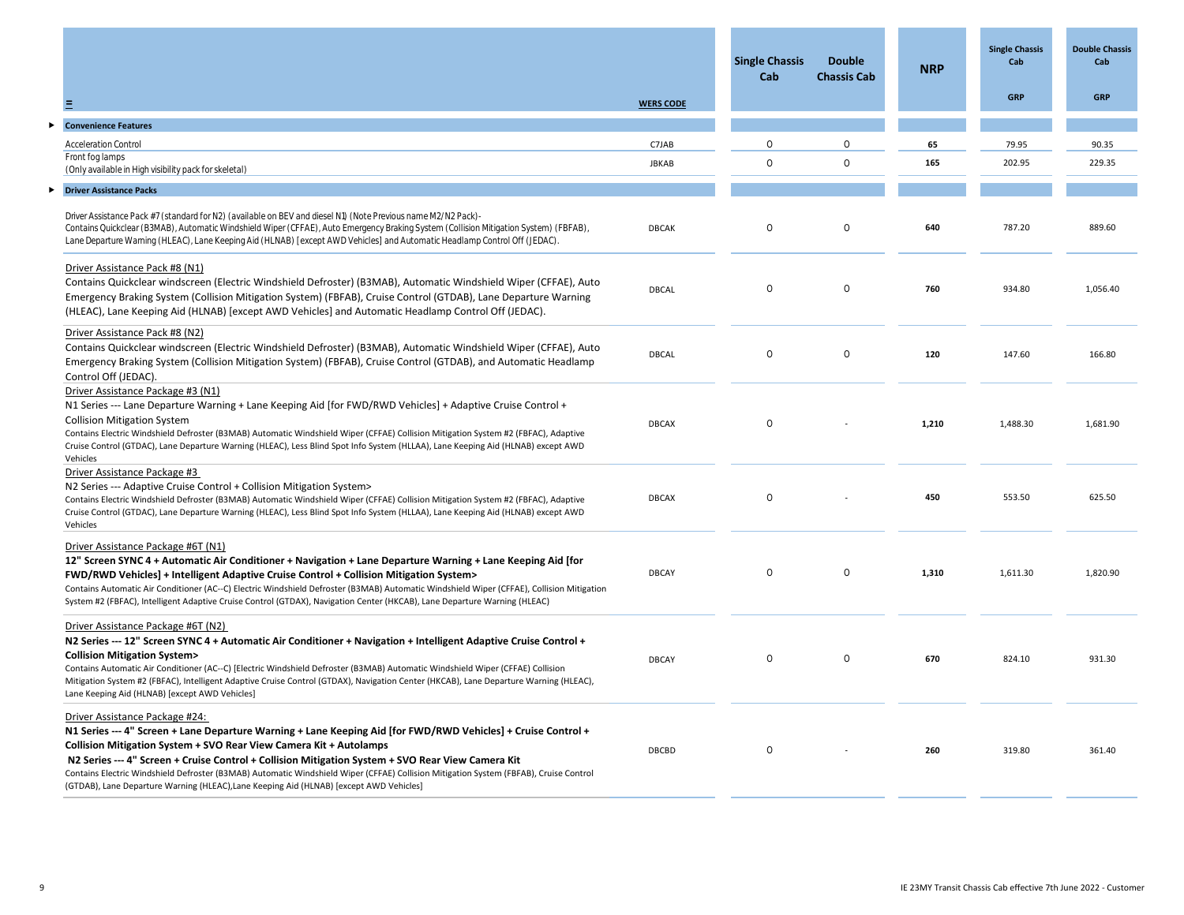| ☰ | WERS CODE | Single Chassis Cab | Double Chassis Cab | NRP | Single Chassis Cab GRP | Double Chassis Cab GRP |
|---|---|---|---|---|---|---|
| **Convenience Features** | | | | | | |
| Acceleration Control | C7JAB | O | O | **65** | 79.95 | 90.35 |
| Front fog lamps (Only available in High visibility pack for skeletal) | JBKAB | O | O | **165** | 202.95 | 229.35 |
| **Driver Assistance Packs** | | | | | | |
| Driver Assistance Pack #7 (standard for N2) (available on BEV and diesel N1) (Note Previous name M2/N2 Pack)- Contains Quickclear (B3MAB), Automatic Windshield Wiper (CFFAE), Auto Emergency Braking System (Collision Mitigation System) (FBFAB), Lane Departure Warning (HLEAC), Lane Keeping Aid (HLNAB) [except AWD Vehicles] and Automatic Headlamp Control Off (JEDAC). | DBCAK | O | O | **640** | 787.20 | 889.60 |
| Driver Assistance Pack #8 (N1)<br>Contains Quickclear windscreen (Electric Windshield Defroster) (B3MAB), Automatic Windshield Wiper (CFFAE), Auto Emergency Braking System (Collision Mitigation System) (FBFAB), Cruise Control (GTDAB), Lane Departure Warning (HLEAC), Lane Keeping Aid (HLNAB) [except AWD Vehicles] and Automatic Headlamp Control Off (JEDAC). | DBCAL | O | O | **760** | 934.80 | 1,056.40 |
| Driver Assistance Pack #8 (N2)<br>Contains Quickclear windscreen (Electric Windshield Defroster) (B3MAB), Automatic Windshield Wiper (CFFAE), Auto Emergency Braking System (Collision Mitigation System) (FBFAB), Cruise Control (GTDAB), and Automatic Headlamp Control Off (JEDAC). | DBCAL | O | O | **120** | 147.60 | 166.80 |
| Driver Assistance Package #3 (N1)<br>N1 Series --- Lane Departure Warning + Lane Keeping Aid [for FWD/RWD Vehicles] + Adaptive Cruise Control + Collision Mitigation System<br>Contains Electric Windshield Defroster (B3MAB) Automatic Windshield Wiper (CFFAE) Collision Mitigation System #2 (FBFAC), Adaptive Cruise Control (GTDAC), Lane Departure Warning (HLEAC), Less Blind Spot Info System (HLLAA), Lane Keeping Aid (HLNAB) except AWD Vehicles | DBCAX | O | - | **1,210** | 1,488.30 | 1,681.90 |
| Driver Assistance Package #3<br>N2 Series --- Adaptive Cruise Control + Collision Mitigation System><br>Contains Electric Windshield Defroster (B3MAB) Automatic Windshield Wiper (CFFAE) Collision Mitigation System #2 (FBFAC), Adaptive Cruise Control (GTDAC), Lane Departure Warning (HLEAC), Less Blind Spot Info System (HLLAA), Lane Keeping Aid (HLNAB) except AWD Vehicles | DBCAX | O | - | **450** | 553.50 | 625.50 |
| Driver Assistance Package #6T (N1)<br>**12" Screen SYNC 4 + Automatic Air Conditioner + Navigation + Lane Departure Warning + Lane Keeping Aid [for FWD/RWD Vehicles] + Intelligent Adaptive Cruise Control + Collision Mitigation System>**<br>Contains Automatic Air Conditioner (AC--C) Electric Windshield Defroster (B3MAB) Automatic Windshield Wiper (CFFAE), Collision Mitigation System #2 (FBFAC), Intelligent Adaptive Cruise Control (GTDAX), Navigation Center (HKCAB), Lane Departure Warning (HLEAC) | DBCAY | O | O | **1,310** | 1,611.30 | 1,820.90 |
| Driver Assistance Package #6T (N2)<br>**N2 Series --- 12" Screen SYNC 4 + Automatic Air Conditioner + Navigation + Intelligent Adaptive Cruise Control + Collision Mitigation System>**<br>Contains Automatic Air Conditioner (AC--C) [Electric Windshield Defroster (B3MAB) Automatic Windshield Wiper (CFFAE) Collision Mitigation System #2 (FBFAC), Intelligent Adaptive Cruise Control (GTDAX), Navigation Center (HKCAB), Lane Departure Warning (HLEAC), Lane Keeping Aid (HLNAB) [except AWD Vehicles] | DBCAY | O | O | **670** | 824.10 | 931.30 |
| Driver Assistance Package #24:<br>**N1 Series --- 4" Screen + Lane Departure Warning + Lane Keeping Aid [for FWD/RWD Vehicles] + Cruise Control + Collision Mitigation System + SVO Rear View Camera Kit + Autolamps**<br>**N2 Series --- 4" Screen + Cruise Control + Collision Mitigation System + SVO Rear View Camera Kit**<br>Contains Electric Windshield Defroster (B3MAB) Automatic Windshield Wiper (CFFAE) Collision Mitigation System (FBFAB), Cruise Control (GTDAB), Lane Departure Warning (HLEAC),Lane Keeping Aid (HLNAB) [except AWD Vehicles] | DBCBD | O | - | **260** | 319.80 | 361.40 |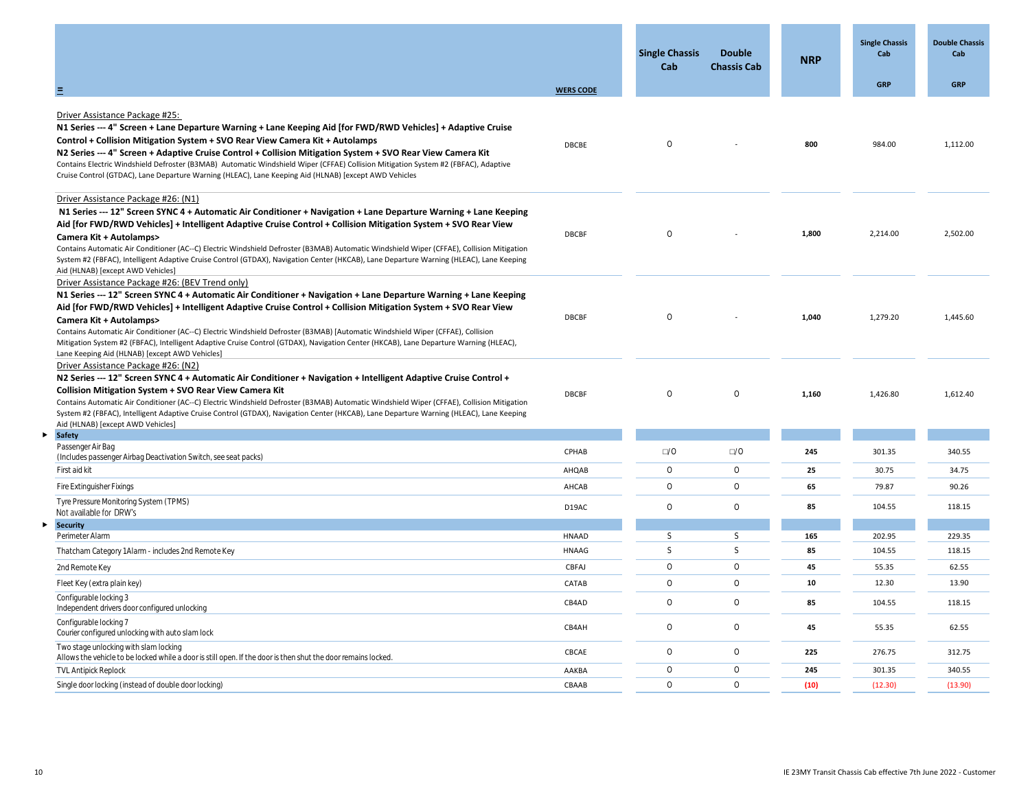| | WERS CODE | Single Chassis Cab | Double Chassis Cab | NRP | Single Chassis Cab GRP | Double Chassis Cab GRP |
|---|---|---|---|---|---|---|
| Driver Assistance Package #25:<br>**N1 Series --- 4" Screen + Lane Departure Warning + Lane Keeping Aid [for FWD/RWD Vehicles] + Adaptive Cruise Control + Collision Mitigation System + SVO Rear View Camera Kit + Autolamps**<br>**N2 Series --- 4" Screen + Adaptive Cruise Control + Collision Mitigation System + SVO Rear View Camera Kit**<br>Contains Electric Windshield Defroster (B3MAB) Automatic Windshield Wiper (CFFAE) Collision Mitigation System #2 (FBFAC), Adaptive Cruise Control (GTDAC), Lane Departure Warning (HLEAC), Lane Keeping Aid (HLNAB) [except AWD Vehicles | DBCBE | O | - | **800** | 984.00 | 1,112.00 |
| Driver Assistance Package #26: (N1)<br>**N1 Series --- 12" Screen SYNC 4 + Automatic Air Conditioner + Navigation + Lane Departure Warning + Lane Keeping Aid [for FWD/RWD Vehicles] + Intelligent Adaptive Cruise Control + Collision Mitigation System + SVO Rear View Camera Kit + Autolamps>**<br>Contains Automatic Air Conditioner (AC--C) Electric Windshield Defroster (B3MAB) Automatic Windshield Wiper (CFFAE), Collision Mitigation System #2 (FBFAC), Intelligent Adaptive Cruise Control (GTDAX), Navigation Center (HKCAB), Lane Departure Warning (HLEAC), Lane Keeping Aid (HLNAB) [except AWD Vehicles] | DBCBF | O | - | **1,800** | 2,214.00 | 2,502.00 |
| Driver Assistance Package #26: (BEV Trend only)<br>**N1 Series --- 12" Screen SYNC 4 + Automatic Air Conditioner + Navigation + Lane Departure Warning + Lane Keeping Aid [for FWD/RWD Vehicles] + Intelligent Adaptive Cruise Control + Collision Mitigation System + SVO Rear View Camera Kit + Autolamps>**<br>Contains Automatic Air Conditioner (AC--C) Electric Windshield Defroster (B3MAB) [Automatic Windshield Wiper (CFFAE), Collision Mitigation System #2 (FBFAC), Intelligent Adaptive Cruise Control (GTDAX), Navigation Center (HKCAB), Lane Departure Warning (HLEAC), Lane Keeping Aid (HLNAB) [except AWD Vehicles] | DBCBF | O | - | **1,040** | 1,279.20 | 1,445.60 |
| Driver Assistance Package #26: (N2)<br>**N2 Series --- 12" Screen SYNC 4 + Automatic Air Conditioner + Navigation + Intelligent Adaptive Cruise Control + Collision Mitigation System + SVO Rear View Camera Kit**<br>Contains Automatic Air Conditioner (AC--C) Electric Windshield Defroster (B3MAB) Automatic Windshield Wiper (CFFAE), Collision Mitigation System #2 (FBFAC), Intelligent Adaptive Cruise Control (GTDAX), Navigation Center (HKCAB), Lane Departure Warning (HLEAC), Lane Keeping Aid (HLNAB) [except AWD Vehicles] | DBCBF | O | O | **1,160** | 1,426.80 | 1,612.40 |
| **Safety** | | | | | | |
| Passenger Air Bag<br>(Includes passenger Airbag Deactivation Switch, see seat packs) | CPHAB | □/O | □/O | **245** | 301.35 | 340.55 |
| First aid kit | AHQAB | O | O | **25** | 30.75 | 34.75 |
| Fire Extinguisher Fixings | AHCAB | O | O | **65** | 79.87 | 90.26 |
| Tyre Pressure Monitoring System (TPMS)<br>Not available for DRW's | D19AC | O | O | **85** | 104.55 | 118.15 |
| **Security** | | | | | | |
| Perimeter Alarm | HNAAD | S | S | **165** | 202.95 | 229.35 |
| Thatcham Category 1Alarm - includes 2nd Remote Key | HNAAG | S | S | **85** | 104.55 | 118.15 |
| 2nd Remote Key | CBFAJ | O | O | **45** | 55.35 | 62.55 |
| Fleet Key (extra plain key) | CATAB | O | O | **10** | 12.30 | 13.90 |
| Configurable locking 3<br>Independent drivers door configured unlocking | CB4AD | O | O | **85** | 104.55 | 118.15 |
| Configurable locking 7<br>Courier configured unlocking with auto slam lock | CB4AH | O | O | **45** | 55.35 | 62.55 |
| Two stage unlocking with slam locking<br>Allows the vehicle to be locked while a door is still open. If the door is then shut the door remains locked. | CBCAE | O | O | **225** | 276.75 | 312.75 |
| TVL Antipick Replock | AAKBA | O | O | **245** | 301.35 | 340.55 |
| Single door locking (instead of double door locking) | CBAAB | O | O | **(10)** | (12.30) | (13.90) |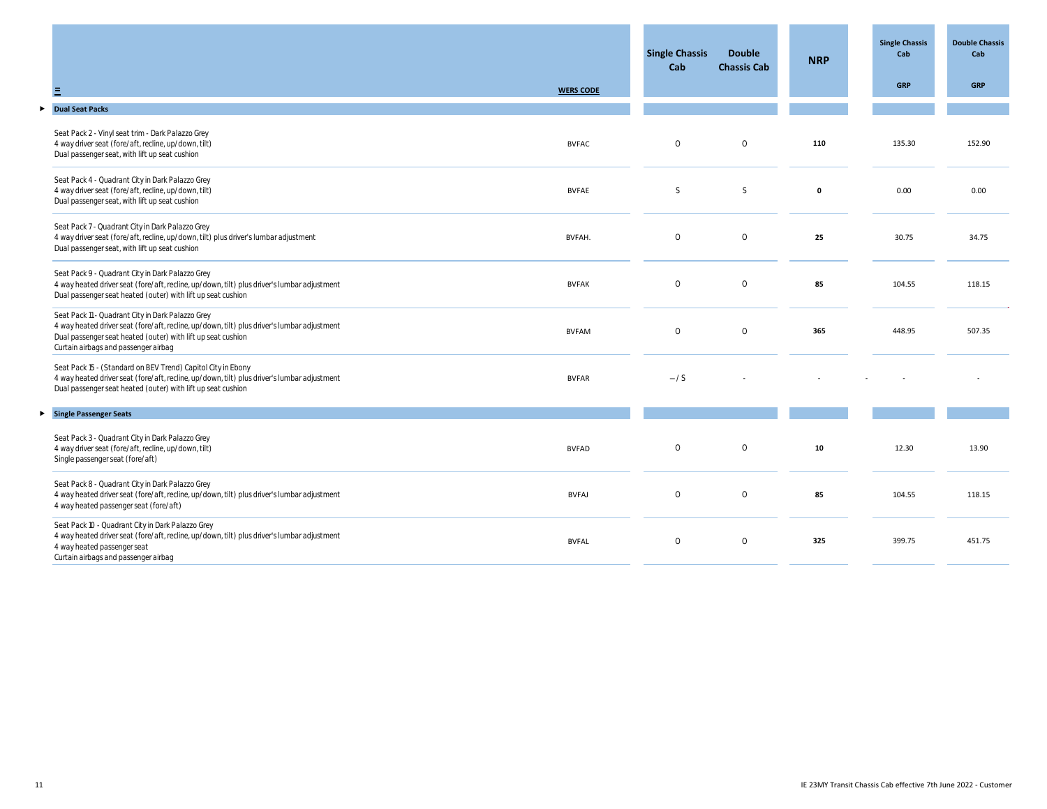| ☰ | WERS CODE | Single Chassis Cab | Double Chassis Cab | NRP | Single Chassis Cab GRP | Double Chassis Cab GRP |
|---|---|---|---|---|---|---|
| **Dual Seat Packs** | | | | | | |
| Seat Pack 2 - Vinyl seat trim - Dark Palazzo Grey<br>4 way driver seat (fore/aft, recline, up/down, tilt)<br>Dual passenger seat, with lift up seat cushion | BVFAC | O | O | **110** | 135.30 | 152.90 |
| Seat Pack 4 - Quadrant City in Dark Palazzo Grey<br>4 way driver seat (fore/aft, recline, up/down, tilt)<br>Dual passenger seat, with lift up seat cushion | BVFAE | S | S | **0** | 0.00 | 0.00 |
| Seat Pack 7 - Quadrant City in Dark Palazzo Grey<br>4 way driver seat (fore/aft, recline, up/down, tilt) plus driver's lumbar adjustment<br>Dual passenger seat, with lift up seat cushion | BVFAH. | O | O | **25** | 30.75 | 34.75 |
| Seat Pack 9 - Quadrant City in Dark Palazzo Grey<br>4 way heated driver seat (fore/aft, recline, up/down, tilt) plus driver's lumbar adjustment<br>Dual passenger seat heated (outer) with lift up seat cushion | BVFAK | O | O | **85** | 104.55 | 118.15 |
| Seat Pack 11 - Quadrant City in Dark Palazzo Grey<br>4 way heated driver seat (fore/aft, recline, up/down, tilt) plus driver's lumbar adjustment<br>Dual passenger seat heated (outer) with lift up seat cushion<br>Curtain airbags and passenger airbag | BVFAM | O | O | **365** | 448.95 | 507.35 |
| Seat Pack 15 - (Standard on BEV Trend) Capitol City in Ebony<br>4 way heated driver seat (fore/aft, recline, up/down, tilt) plus driver's lumbar adjustment<br>Dual passenger seat heated (outer) with lift up seat cushion | BVFAR | – / S | - | - | - | - |
| **Single Passenger Seats** | | | | | | |
| Seat Pack 3 - Quadrant City in Dark Palazzo Grey<br>4 way driver seat (fore/aft, recline, up/down, tilt)<br>Single passenger seat (fore/aft) | BVFAD | O | O | **10** | 12.30 | 13.90 |
| Seat Pack 8 - Quadrant City in Dark Palazzo Grey<br>4 way heated driver seat (fore/aft, recline, up/down, tilt) plus driver's lumbar adjustment<br>4 way heated passenger seat (fore/aft) | BVFAJ | O | O | **85** | 104.55 | 118.15 |
| Seat Pack 10 - Quadrant City in Dark Palazzo Grey<br>4 way heated driver seat (fore/aft, recline, up/down, tilt) plus driver's lumbar adjustment<br>4 way heated passenger seat<br>Curtain airbags and passenger airbag | BVFAL | O | O | **325** | 399.75 | 451.75 |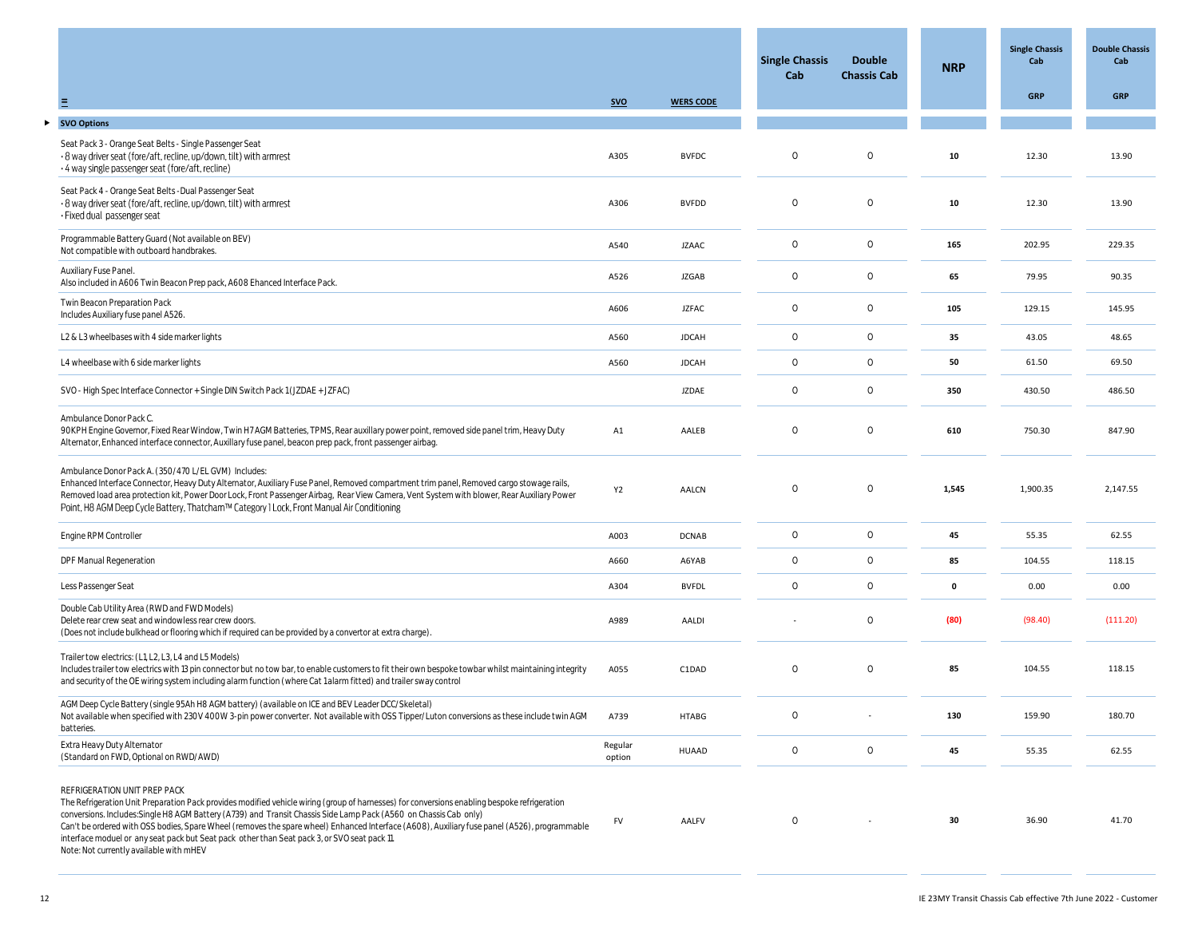| | SVO | WERS CODE | Single Chassis Cab | Double Chassis Cab | NRP | Single Chassis Cab GRP | Double Chassis Cab GRP |
|---|---|---|---|---|---|---|---|
| **SVO Options** | | | | | | | |
| Seat Pack 3 - Orange Seat Belts - Single Passenger Seat<br>• 8 way driver seat (fore/aft, recline, up/down, tilt) with armrest<br>• 4 way single passenger seat (fore/aft, recline) | A305 | BVFDC | O | O | **10** | 12.30 | 13.90 |
| Seat Pack 4 - Orange Seat Belts - Dual Passenger Seat<br>• 8 way driver seat (fore/aft, recline, up/down, tilt) with armrest<br>• Fixed dual passenger seat | A306 | BVFDD | O | O | **10** | 12.30 | 13.90 |
| Programmable Battery Guard (Not available on BEV)<br>Not compatible with outboard handbrakes. | A540 | JZAAC | O | O | **165** | 202.95 | 229.35 |
| Auxiliary Fuse Panel.<br>Also included in A606 Twin Beacon Prep pack, A608 Ehanced Interface Pack. | A526 | JZGAB | O | O | **65** | 79.95 | 90.35 |
| Twin Beacon Preparation Pack<br>Includes Auxiliary fuse panel A526. | A606 | JZFAC | O | O | **105** | 129.15 | 145.95 |
| L2 & L3 wheelbases with 4 side marker lights | A560 | JDCAH | O | O | **35** | 43.05 | 48.65 |
| L4 wheelbase with 6 side marker lights | A560 | JDCAH | O | O | **50** | 61.50 | 69.50 |
| SVO - High Spec Interface Connector + Single DIN Switch Pack 1 (JZDAE + JZFAC) | | JZDAE | O | O | **350** | 430.50 | 486.50 |
| Ambulance Donor Pack C.<br>90KPH Engine Governor, Fixed Rear Window, Twin H7 AGM Batteries, TPMS, Rear auxillary power point, removed side panel trim, Heavy Duty Alternator, Enhanced interface connector, Auxillary fuse panel, beacon prep pack, front passenger airbag. | A1 | AALEB | O | O | **610** | 750.30 | 847.90 |
| Ambulance Donor Pack A. (350/470 L/EL GVM) Includes:<br>Enhanced Interface Connector, Heavy Duty Alternator, Auxiliary Fuse Panel, Removed compartment trim panel, Removed cargo stowage rails, Removed load area protection kit, Power Door Lock, Front Passenger Airbag, Rear View Camera, Vent System with blower, Rear Auxiliary Power Point, H8 AGM Deep Cycle Battery, Thatcham™ Category 1 Lock, Front Manual Air Conditioning | Y2 | AALCN | O | O | **1,545** | 1,900.35 | 2,147.55 |
| Engine RPM Controller | A003 | DCNAB | O | O | **45** | 55.35 | 62.55 |
| DPF Manual Regeneration | A660 | A6YAB | O | O | **85** | 104.55 | 118.15 |
| Less Passenger Seat | A304 | BVFDL | O | O | **0** | 0.00 | 0.00 |
| Double Cab Utility Area (RWD and FWD Models)<br>Delete rear crew seat and windowless rear crew doors.<br>(Does not include bulkhead or flooring which if required can be provided by a convertor at extra charge). | A989 | AALDI | - | O | **(80)** | (98.40) | (111.20) |
| Trailer tow electrics: (L1, L2, L3, L4 and L5 Models)<br>Includes trailer tow electrics with 13 pin connector but no tow bar, to enable customers to fit their own bespoke towbar whilst maintaining integrity and security of the OE wiring system including alarm function (where Cat 1 alarm fitted) and trailer sway control | A055 | C1DAD | O | O | **85** | 104.55 | 118.15 |
| AGM Deep Cycle Battery (single 95Ah H8 AGM battery) (available on ICE and BEV Leader DCC/Skeletal)<br>Not available when specified with 230V 400W 3-pin power converter. Not available with OSS Tipper/Luton conversions as these include twin AGM batteries. | A739 | HTABG | O | - | **130** | 159.90 | 180.70 |
| Extra Heavy Duty Alternator<br>(Standard on FWD, Optional on RWD/AWD) | Regular option | HUAAD | O | O | **45** | 55.35 | 62.55 |
| REFRIGERATION UNIT PREP PACK<br>The Refrigeration Unit Preparation Pack provides modified vehicle wiring (group of harnesses) for conversions enabling bespoke refrigeration conversions. Includes:Single H8 AGM Battery (A739) and Transit Chassis Side Lamp Pack (A560 on Chassis Cab only)<br>Can't be ordered with OSS bodies, Spare Wheel (removes the spare wheel) Enhanced Interface (A608), Auxiliary fuse panel (A526), programmable interface moduel or any seat pack but Seat pack other than Seat pack 3, or SVO seat pack 11.<br>Note: Not currently available with mHEV | FV | AALFV | O | - | **30** | 36.90 | 41.70 |

IE 23MY Transit Chassis Cab effective 7th June 2022 - Customer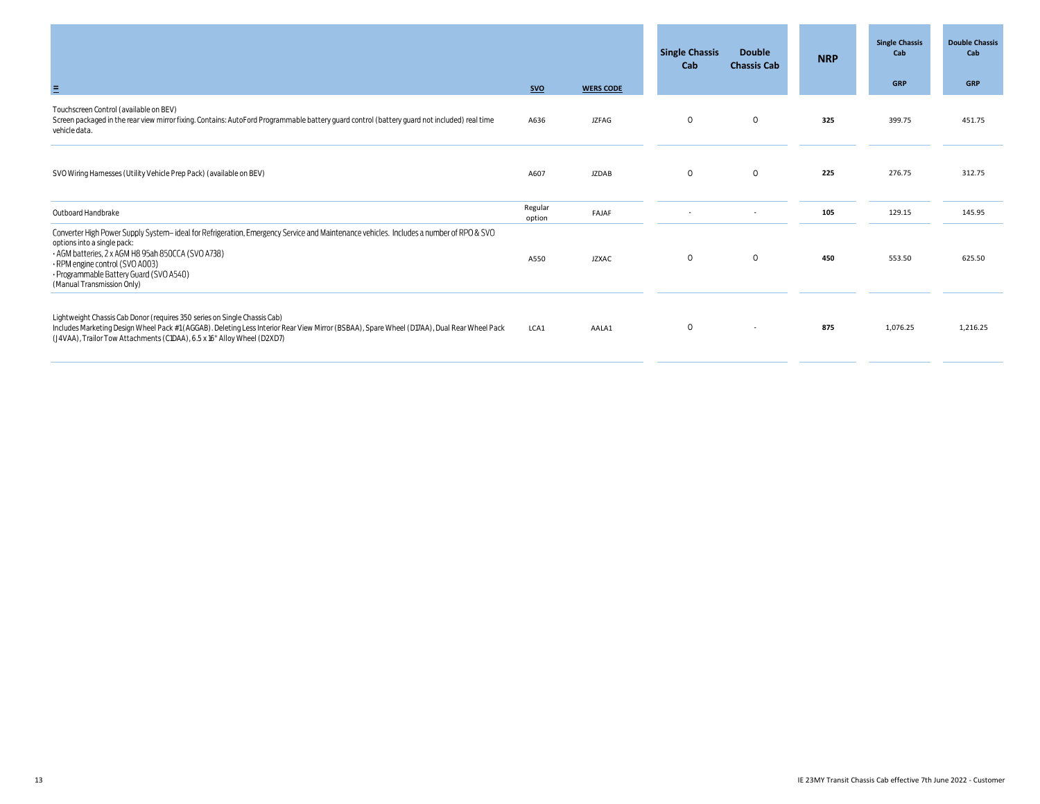| ≡ | SVO | WERS CODE | Single Chassis Cab | Double Chassis Cab | NRP | Single Chassis Cab GRP | Double Chassis Cab GRP |
|---|---|---|---|---|---|---|---|
| Touchscreen Control (available on BEV)<br>Screen packaged in the rear view mirror fixing. Contains: AutoFord Programmable battery guard control (battery guard not included) real time vehicle data. | A636 | JZFAG | O | O | **325** | 399.75 | 451.75 |
| SVO Wiring Harnesses (Utility Vehicle Prep Pack) (available on BEV) | A607 | JZDAB | O | O | **225** | 276.75 | 312.75 |
| Outboard Handbrake | Regular option | FAJAF | - | - | **105** | 129.15 | 145.95 |
| Converter High Power Supply System– ideal for Refrigeration, Emergency Service and Maintenance vehicles. Includes a number of RPO & SVO options into a single pack:<br>• AGM batteries, 2 x AGM H8 95ah 850CCA (SVO A738)<br>• RPM engine control (SVO A003)<br>• Programmable Battery Guard (SVO A540)<br>(Manual Transmission Only) | A550 | JZXAC | O | O | **450** | 553.50 | 625.50 |
| Lightweight Chassis Cab Donor (requires 350 series on Single Chassis Cab)<br>Includes Marketing Design Wheel Pack #1 (AGGAB). Deleting Less Interior Rear View Mirror (BSBAA), Spare Wheel (D17AA), Dual Rear Wheel Pack (J4VAA), Trailor Tow Attachments (C1DAA), 6.5 x 16" Alloy Wheel (D2XD7) | LCA1 | AALA1 | O | - | **875** | 1,076.25 | 1,216.25 |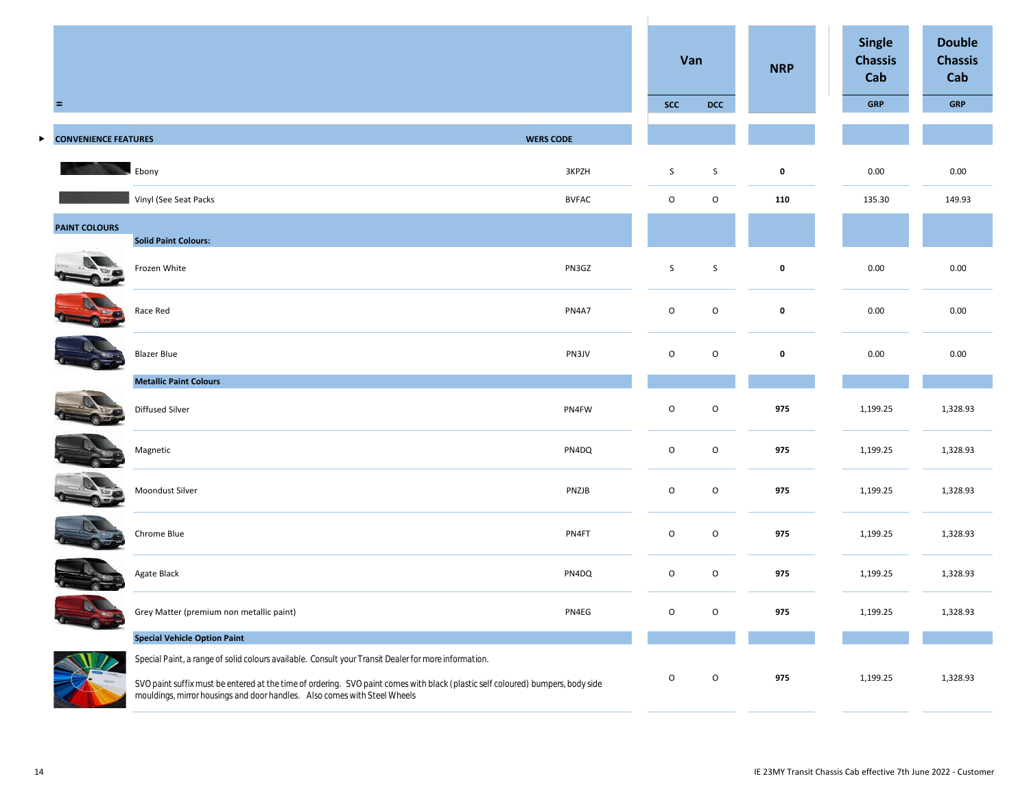| = | | Van SCC | Van DCC | NRP | Single Chassis Cab GRP | Double Chassis Cab GRP |
|---|---|---|---|---|---|---|
| **CONVENIENCE FEATURES** | **WERS CODE** | | | | | |
| Ebony | 3KPZH | S | S | **0** | 0.00 | 0.00 |
| Vinyl (See Seat Packs | BVFAC | O | O | **110** | 135.30 | 149.93 |
| **PAINT COLOURS** | | | | | | |
| **Solid Paint Colours:** | | | | | | |
| Frozen White | PN3GZ | S | S | **0** | 0.00 | 0.00 |
| Race Red | PN4A7 | O | O | **0** | 0.00 | 0.00 |
| Blazer Blue | PN3JV | O | O | **0** | 0.00 | 0.00 |
| **Metallic Paint Colours** | | | | | | |
| Diffused Silver | PN4FW | O | O | **975** | 1,199.25 | 1,328.93 |
| Magnetic | PN4DQ | O | O | **975** | 1,199.25 | 1,328.93 |
| Moondust Silver | PNZJB | O | O | **975** | 1,199.25 | 1,328.93 |
| Chrome Blue | PN4FT | O | O | **975** | 1,199.25 | 1,328.93 |
| Agate Black | PN4DQ | O | O | **975** | 1,199.25 | 1,328.93 |
| Grey Matter (premium non metallic paint) | PN4EG | O | O | **975** | 1,199.25 | 1,328.93 |
| **Special Vehicle Option Paint** | | | | | | |
| Special Paint, a range of solid colours available. Consult your Transit Dealer for more information. SVO paint suffix must be entered at the time of ordering. SVO paint comes with black (plastic self coloured) bumpers, body side mouldings, mirror housings and door handles. Also comes with Steel Wheels | | O | O | **975** | 1,199.25 | 1,328.93 |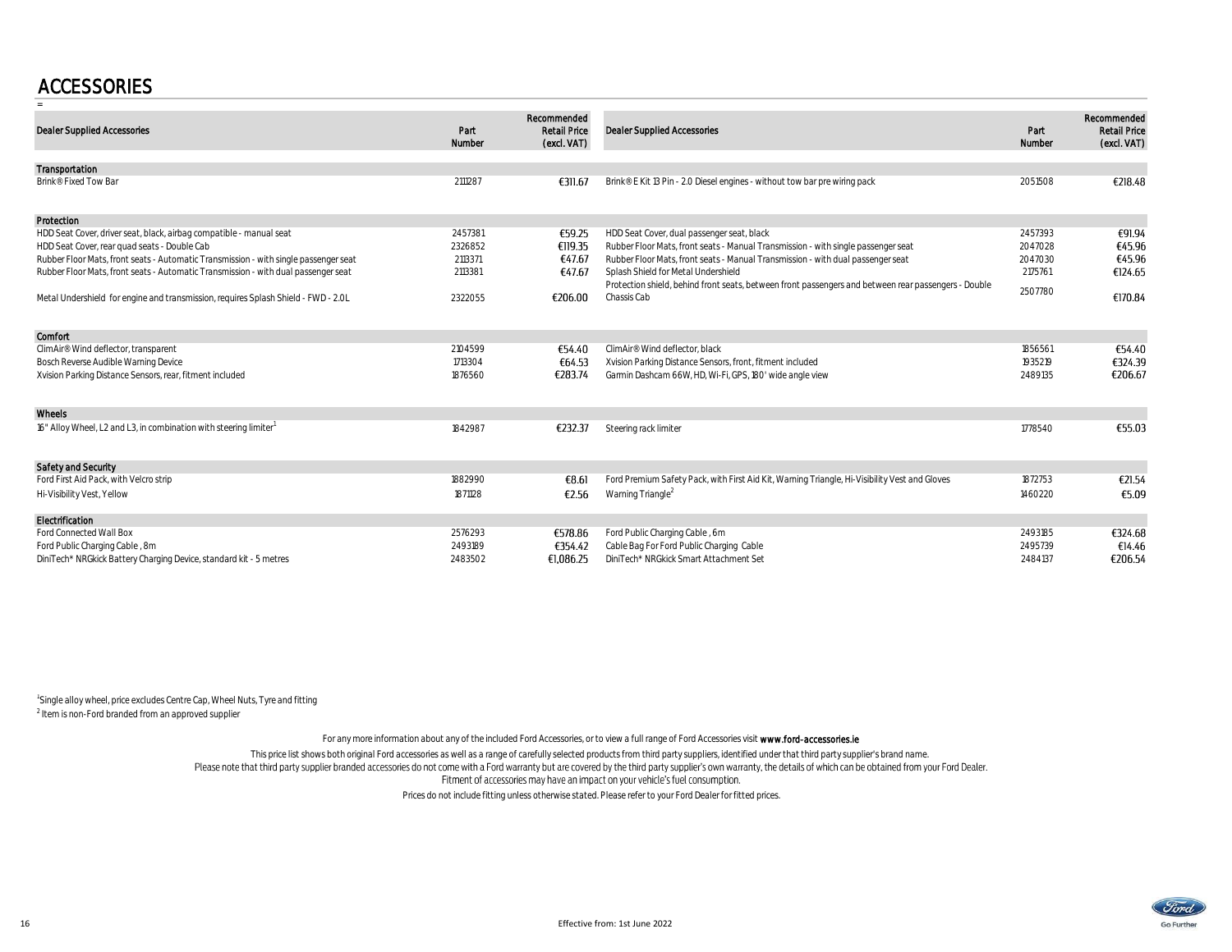# ACCESSORIES

| Dealer Supplied Accessories | Part Number | Recommended Retail Price (excl. VAT) | Dealer Supplied Accessories | Part Number | Recommended Retail Price (excl. VAT) |
|---|---|---|---|---|---|
| **Transportation** | | | | | |
| Brink® Fixed Tow Bar | 2111287 | €311.67 | Brink® E Kit 13 Pin - 2.0 Diesel engines - without tow bar pre wiring pack | 2051508 | €218.48 |
| **Protection** | | | | | |
| HDD Seat Cover, driver seat, black, airbag compatible - manual seat | 2457381 | €59.25 | HDD Seat Cover, dual passenger seat, black | 2457393 | €91.94 |
| HDD Seat Cover, rear quad seats - Double Cab | 2326852 | €119.35 | Rubber Floor Mats, front seats - Manual Transmission - with single passenger seat | 2047028 | €45.96 |
| Rubber Floor Mats, front seats - Automatic Transmission - with single passenger seat | 2113371 | €47.67 | Rubber Floor Mats, front seats - Manual Transmission - with dual passenger seat | 2047030 | €45.96 |
| Rubber Floor Mats, front seats - Automatic Transmission - with dual passenger seat | 2113381 | €47.67 | Splash Shield for Metal Undershield | 2175761 | €124.65 |
| Metal Undershield for engine and transmission, requires Splash Shield - FWD - 2.0L | 2322055 | €206.00 | Protection shield, behind front seats, between front passengers and between rear passengers - Double Chassis Cab | 2507780 | €170.84 |
| **Comfort** | | | | | |
| ClimAir® Wind deflector, transparent | 2104599 | €54.40 | ClimAir® Wind deflector, black | 1856561 | €54.40 |
| Bosch Reverse Audible Warning Device | 1713304 | €64.53 | Xvision Parking Distance Sensors, front, fitment included | 1935219 | €324.39 |
| Xvision Parking Distance Sensors, rear, fitment included | 1876560 | €283.74 | Garmin Dashcam 66W, HD, Wi-Fi, GPS, 180° wide angle view | 2489135 | €206.67 |
| **Wheels** | | | | | |
| 16" Alloy Wheel, L2 and L3, in combination with steering limiter[1] | 1842987 | €232.37 | Steering rack limiter | 1778540 | €55.03 |
| **Safety and Security** | | | | | |
| Ford First Aid Pack, with Velcro strip | 1882990 | €8.61 | Ford Premium Safety Pack, with First Aid Kit, Warning Triangle, Hi-Visibility Vest and Gloves | 1872753 | €21.54 |
| Hi-Visibility Vest, Yellow | 1871128 | €2.56 | Warning Triangle[2] | 1460220 | €5.09 |
| **Electrification** | | | | | |
| Ford Connected Wall Box | 2576293 | €578.86 | Ford Public Charging Cable , 6m | 2493185 | €324.68 |
| Ford Public Charging Cable , 8m | 2493189 | €354.42 | Cable Bag For Ford Public Charging Cable | 2495739 | €14.46 |
| DiniTech* NRGkick Battery Charging Device, standard kit - 5 metres | 2483502 | €1,086.25 | DiniTech* NRGkick Smart Attachment Set | 2484137 | €206.54 |

[1]Single alloy wheel, price excludes Centre Cap, Wheel Nuts, Tyre and fitting

[2] Item is non-Ford branded from an approved supplier

For any more information about any of the included Ford Accessories, or to view a full range of Ford Accessories visit **www.ford-accessories.ie**

This price list shows both original Ford accessories as well as a range of carefully selected products from third party suppliers, identified under that third party supplier's brand name.
Please note that third party supplier branded accessories do not come with a Ford warranty but are covered by the third party supplier's own warranty, the details of which can be obtained from your Ford Dealer.
Fitment of accessories may have an impact on your vehicle's fuel consumption.

Prices do not include fitting unless otherwise stated. Please refer to your Ford Dealer for fitted prices.

Effective from: 1st June 2022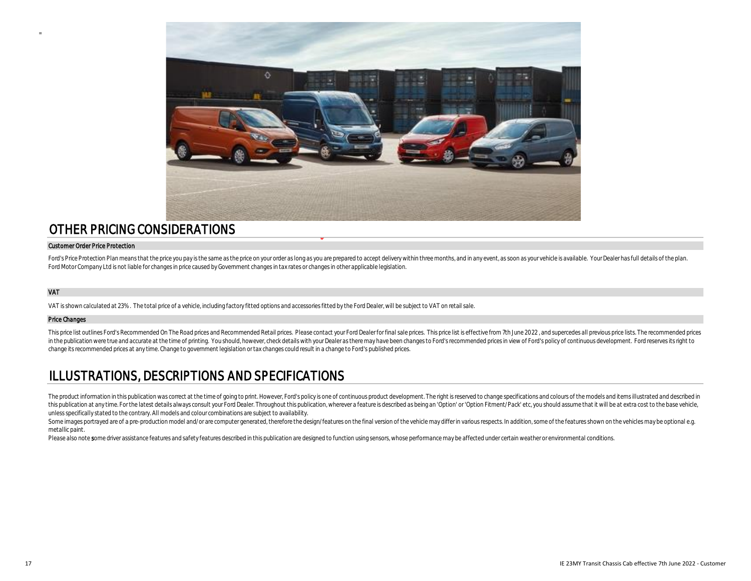# OTHER PRICING CONSIDERATIONS

### Customer Order Price Protection

Ford's Price Protection Plan means that the price you pay is the same as the price on your order as long as you are prepared to accept delivery within three months, and in any event, as soon as your vehicle is available. Your Dealer has full details of the plan. Ford Motor Company Ltd is not liable for changes in price caused by Government changes in tax rates or changes in other applicable legislation.

### VAT

VAT is shown calculated at 23%. The total price of a vehicle, including factory fitted options and accessories fitted by the Ford Dealer, will be subject to VAT on retail sale.

### Price Changes

This price list outlines Ford's Recommended On The Road prices and Recommended Retail prices. Please contact your Ford Dealer for final sale prices. This price list is effective from 7th June 2022 , and supercedes all previous price lists. The recommended prices in the publication were true and accurate at the time of printing. You should, however, check details with your Dealer as there may have been changes to Ford's recommended prices in view of Ford's policy of continuous development. Ford reserves its right to change its recommended prices at any time. Change to government legislation or tax changes could result in a change to Ford's published prices.

# ILLUSTRATIONS, DESCRIPTIONS AND SPECIFICATIONS

The product information in this publication was correct at the time of going to print. However, Ford's policy is one of continuous product development. The right is reserved to change specifications and colours of the models and items illustrated and described in this publication at any time. For the latest details always consult your Ford Dealer. Throughout this publication, wherever a feature is described as being an 'Option' or 'Option Fitment/Pack' etc, you should assume that it will be at extra cost to the base vehicle, unless specifically stated to the contrary. All models and colour combinations are subject to availability.

Some images portrayed are of a pre-production model and/or are computer generated, therefore the design/features on the final version of the vehicle may differ in various respects. In addition, some of the features shown on the vehicles may be optional e.g. metallic paint.

Please also note some driver assistance features and safety features described in this publication are designed to function using sensors, whose performance may be affected under certain weather or environmental conditions.